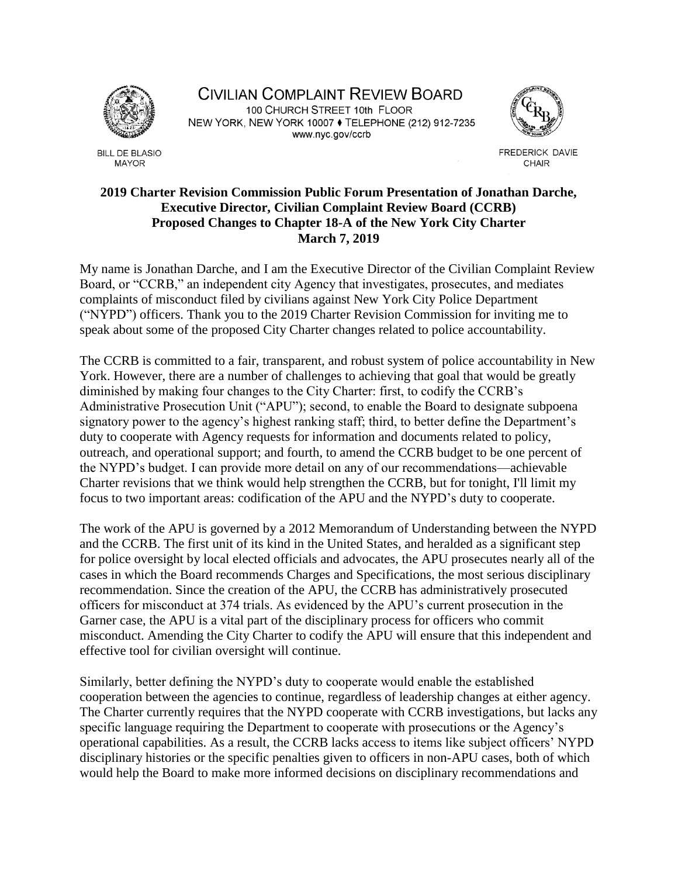CIVILIAN COMPLAINT REVIEW BOARD
100 CHURCH STREET 10th FLOOR
NEW YORK, NEW YORK 10007 ♦ TELEPHONE (212) 912-7235
www.nyc.gov/ccrb

BILL DE BLASIO
MAYOR

FREDERICK DAVIE
CHAIR

**2019 Charter Revision Commission Public Forum Presentation of Jonathan Darche, Executive Director, Civilian Complaint Review Board (CCRB) Proposed Changes to Chapter 18-A of the New York City Charter March 7, 2019**

My name is Jonathan Darche, and I am the Executive Director of the Civilian Complaint Review Board, or "CCRB," an independent city Agency that investigates, prosecutes, and mediates complaints of misconduct filed by civilians against New York City Police Department ("NYPD") officers. Thank you to the 2019 Charter Revision Commission for inviting me to speak about some of the proposed City Charter changes related to police accountability.

The CCRB is committed to a fair, transparent, and robust system of police accountability in New York. However, there are a number of challenges to achieving that goal that would be greatly diminished by making four changes to the City Charter: first, to codify the CCRB's Administrative Prosecution Unit ("APU"); second, to enable the Board to designate subpoena signatory power to the agency's highest ranking staff; third, to better define the Department's duty to cooperate with Agency requests for information and documents related to policy, outreach, and operational support; and fourth, to amend the CCRB budget to be one percent of the NYPD's budget. I can provide more detail on any of our recommendations—achievable Charter revisions that we think would help strengthen the CCRB, but for tonight, I'll limit my focus to two important areas: codification of the APU and the NYPD's duty to cooperate.

The work of the APU is governed by a 2012 Memorandum of Understanding between the NYPD and the CCRB. The first unit of its kind in the United States, and heralded as a significant step for police oversight by local elected officials and advocates, the APU prosecutes nearly all of the cases in which the Board recommends Charges and Specifications, the most serious disciplinary recommendation. Since the creation of the APU, the CCRB has administratively prosecuted officers for misconduct at 374 trials. As evidenced by the APU's current prosecution in the Garner case, the APU is a vital part of the disciplinary process for officers who commit misconduct. Amending the City Charter to codify the APU will ensure that this independent and effective tool for civilian oversight will continue.

Similarly, better defining the NYPD's duty to cooperate would enable the established cooperation between the agencies to continue, regardless of leadership changes at either agency. The Charter currently requires that the NYPD cooperate with CCRB investigations, but lacks any specific language requiring the Department to cooperate with prosecutions or the Agency's operational capabilities. As a result, the CCRB lacks access to items like subject officers' NYPD disciplinary histories or the specific penalties given to officers in non-APU cases, both of which would help the Board to make more informed decisions on disciplinary recommendations and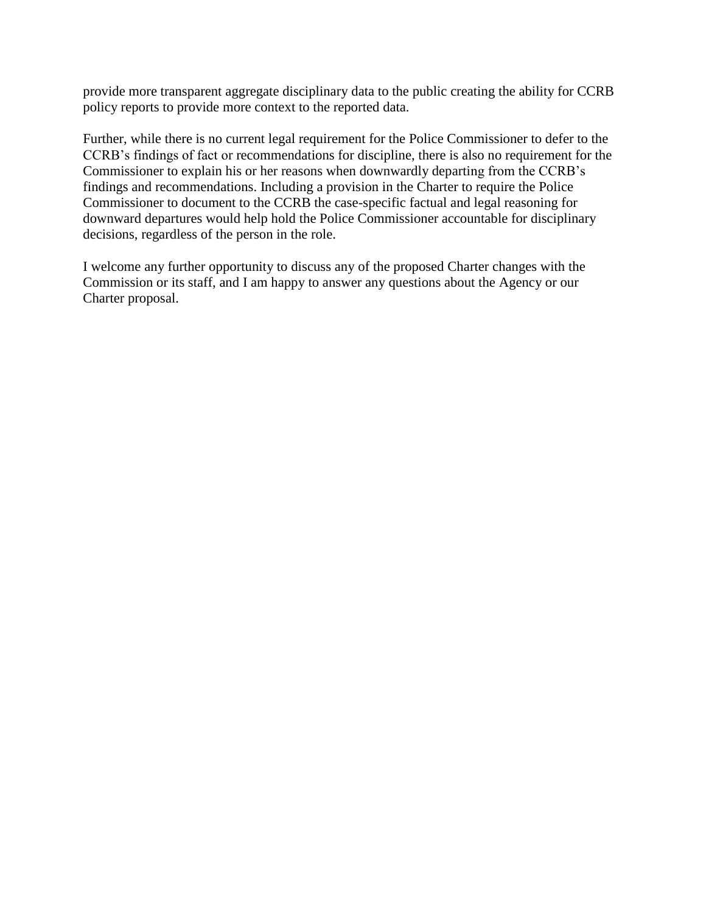provide more transparent aggregate disciplinary data to the public creating the ability for CCRB policy reports to provide more context to the reported data.

Further, while there is no current legal requirement for the Police Commissioner to defer to the CCRB's findings of fact or recommendations for discipline, there is also no requirement for the Commissioner to explain his or her reasons when downwardly departing from the CCRB's findings and recommendations. Including a provision in the Charter to require the Police Commissioner to document to the CCRB the case-specific factual and legal reasoning for downward departures would help hold the Police Commissioner accountable for disciplinary decisions, regardless of the person in the role.

I welcome any further opportunity to discuss any of the proposed Charter changes with the Commission or its staff, and I am happy to answer any questions about the Agency or our Charter proposal.